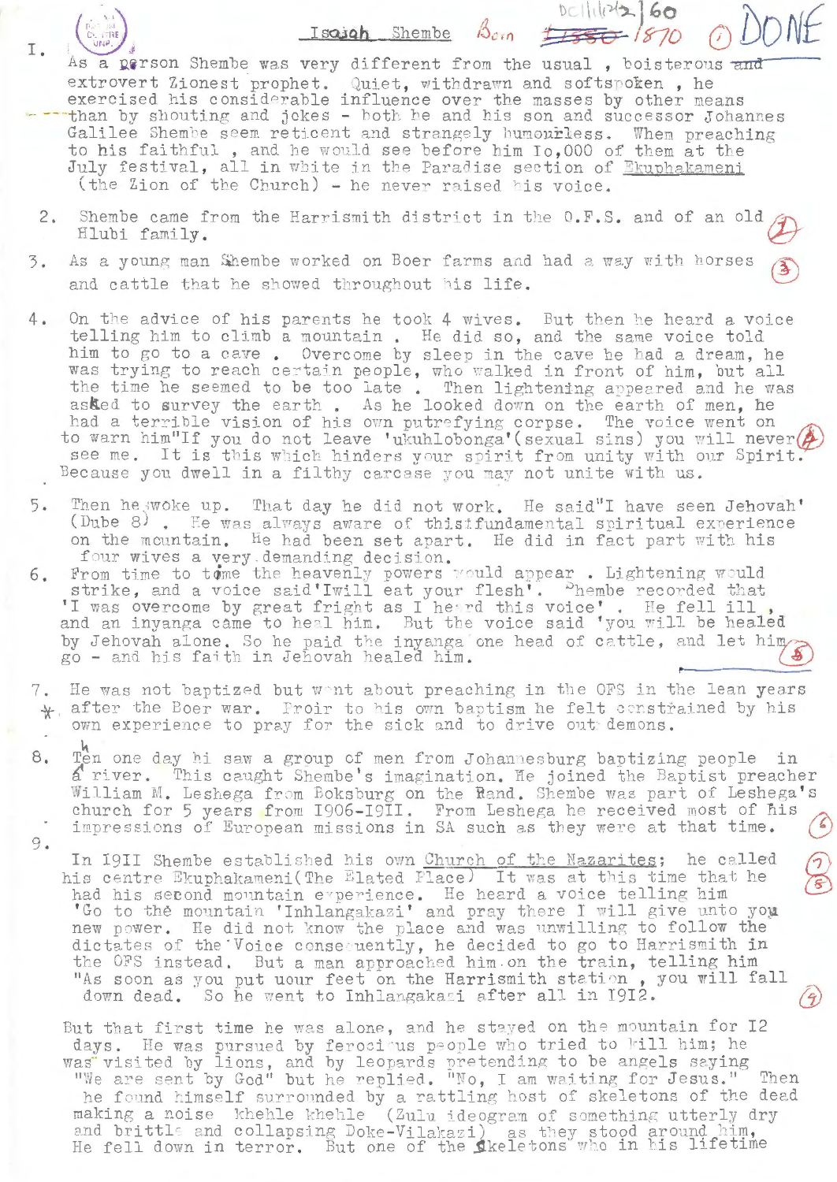# Isaiah Shembe Born 1870

I. As a person Shembe was very different from the usual, boisterous and extrovert Zionest prophet. Quiet, withdrawn and softspoken, he exercised his considerable influence over the masses by other means than by shouting and jokes - both he and his son and successor Johannes Galilee Shembe seem reticent and strangely humourless. When preaching to his faithful, and he would see before him 10,000 of them at the July festival, all in white in the Paradise section of Ekuphakameni (the Zion of the Church) - he never raised his voice.

2. Shembe came from the Harrismith district in the O.F.S. and of an old Hlubi family.

3. As a young man Shembe worked on Boer farms and had a way with horses and cattle that he showed throughout his life.

4. On the advice of his parents he took 4 wives. But then he heard a voice telling him to climb a mountain. He did so, and the same voice told him to go to a cave. Overcome by sleep in the cave he had a dream, he was trying to reach certain people, who walked in front of him, but all the time he seemed to be too late. Then lightening appeared and he was asked to survey the earth. As he looked down on the earth of men, he had a terrible vision of his own putrefying corpse. The voice went on to warn him"If you do not leave 'ukuhlobonga'(sexual sins) you will never see me. It is this which hinders your spirit from unity with our Spirit. Because you dwell in a filthy carcase you may not unite with us.

5. Then he woke up. That day he did not work. He said"I have seen Jehovah' (Dube 8). He was always aware of this fundamental spiritual experience on the mountain. He had been set apart. He did in fact part with his four wives a very demanding decision.

6. From time to time the heavenly powers would appear. Lightening would strike, and a voice said'I will eat your flesh'. Shembe recorded that 'I was overcome by great fright as I heard this voice'. He fell ill, and an inyanga came to heal him. But the voice said 'you will be healed by Jehovah alone. So he paid the inyanga one head of cattle, and let him go - and his faith in Jehovah healed him.

7. He was not baptized but went about preaching in the OFS in the lean years after the Boer war. Proir to his own baptism he felt constrained by his own experience to pray for the sick and to drive out demons.

8. Then one day he saw a group of men from Johannesburg baptizing people in a river. This caught Shembe's imagination. He joined the Baptist preacher William M. Leshega from Boksburg on the Rand. Shembe was part of Leshega's church for 5 years from 1906-1911. From Leshega he received most of his impressions of European missions in SA such as they were at that time.

9. In 1911 Shembe established his own Church of the Nazarites; he called his centre Ekuphakameni(The Elated Place) It was at this time that he had his second mountain experience. He heard a voice telling him 'Go to the mountain 'Inhlangakazi' and pray there I will give unto you new power. He did not know the place and was unwilling to follow the dictates of the Voice consequently, he decided to go to Harrismith in the OFS instead. But a man approached him on the train, telling him "As soon as you put your feet on the Harrismith station, you will fall down dead. So he went to Inhlangakazi after all in 1912.

But that first time he was alone, and he stayed on the mountain for 12 days. He was pursued by ferocious people who tried to kill him; he was visited by lions, and by leopards pretending to be angels saying "We are sent by God" but he replied. "No, I am waiting for Jesus." Then he found himself surrounded by a rattling host of skeletons of the dead making a noise khehle khehle (Zulu ideogram of something utterly dry and brittle and collapsing Doke-Vilakazi) as they stood around him, He fell down in terror. But one of the skeletons who in his lifetime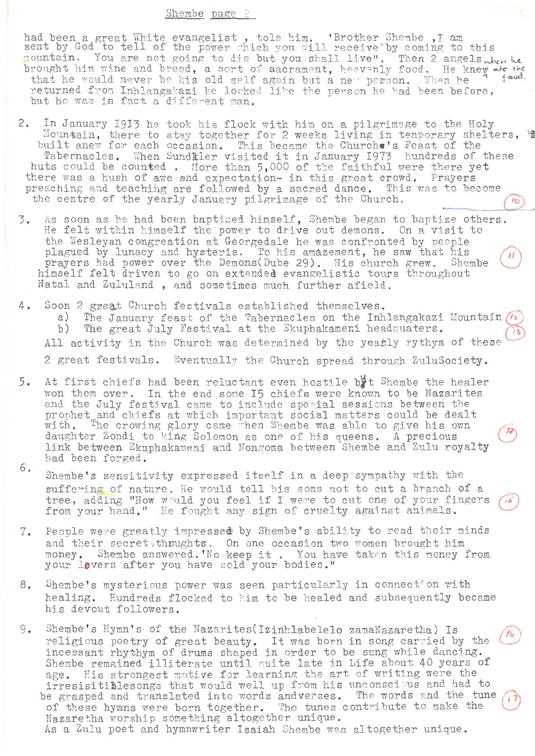had been a great White evangelist , tole him. 'Brother Shembe ,I am sent by God to tell of the power which you will receive'by coming to this mountain. You are not going to die but you shall live". Then 2 angels when he brought him wine and bread, a sort of sacrament, heavenly food. He knew ate the food. that he would never be his old self again but a new person. When he returned from Inhlangakazi he looked like the person he had been before, but he was in fact a different man.

2. In January 1913 he took his flock with him on a pilgrimage to the Holy Mountain, there to stay together for 2 weeks living in temporary shelters, built anew for each occasion. This became the Church's Feast of the Tabernacles. When Sundkler visited it in January 1973 hundreds of these huts could be counted . More than 5,000 of the faithful were there yet there was a hush of awe and expectation- in this great crowd, Prayers preaching and teaching are followed by a sacred dance. This was to become the centre of the yearly January pilgrimage of the Church. (10)

3. As soon as he had been baptized himself, Shembe began to baptize others. He felt within himself the power to drive out demons. On a visit to the Wesleyan congregation at Georgedale he was confronted by people plagued by lunacy and hysteria. To his amazement, he saw that his prayers had power over the Demons(Dube 29). His church grew. Shembe himself felt driven to go on extended evangelistic tours throughout Natal and Zululand , and sometimes much further afield. (11)

4. Soon 2 great Church festivals established themselves.
   a) The January feast of the Tabernacles on the Inhlangakazi Mountain (12)
   b) The great July Festival at the Ekuphakameni headquaters. (13)

   All activity in the Church was determined by the yearly rythym of these 2 great festivals. Eventually the Church spread through ZuluSociety.

5. At first chiefs had been reluctant even hostile but Shembe the healer won them over. In the end some 15 chiefs were known to be Nazarites and the July festival came to include special sessions between the prophet and chiefs at which important social matters could be dealt with. The crowing glory came when Shembe was able to give his own daughter Zondi to king Solomon as one of his queens. A precious link between Ekuphakameni and Nongoma between Shembe and Zulu royalty had been forged. (14)

6. Shembe's sensitivity expressed itself in a deep sympathy with the suffering of nature. He would tell his sons not to cut a branch of a tree, adding "How would you feel if I were to cut one of your fingers from your hand." He fought any sign of cruelty against animals. (15)

7. People were greatly impressed by Shembe's ability to read their minds and their secret thoughts. On one occasion two women brought him money. Shembe answered.'No keep it . You have taken this money from your lovers after you have sold your bodies."

8. Shembe's mysterious power was seen particularly in connection with healing. Hundreds flocked to him to be healed and subsequently became his devout followers.

9. Shembe's Hymn's of the Nazarites(Izinhlabelelo zamaNazaretha) Is religious poetry of great beauty. It was born in song carried by the incessant rhythym of drums shaped in order to be sung while dancing. Shembe remained illiterate until quite late in Life about 40 years of age. His strongest motive for learning the art of writing were the irresisitiblesongs that would well up from his unconscious and had to be grasped and translated into words andverses. The words and the tune of these hymns were born together. The tunes contribute to make the Nazaretha worship something altogether unique. (16) (17)
   As a Zulu poet and hymnwriter Isaiah Shembe was altogether unique.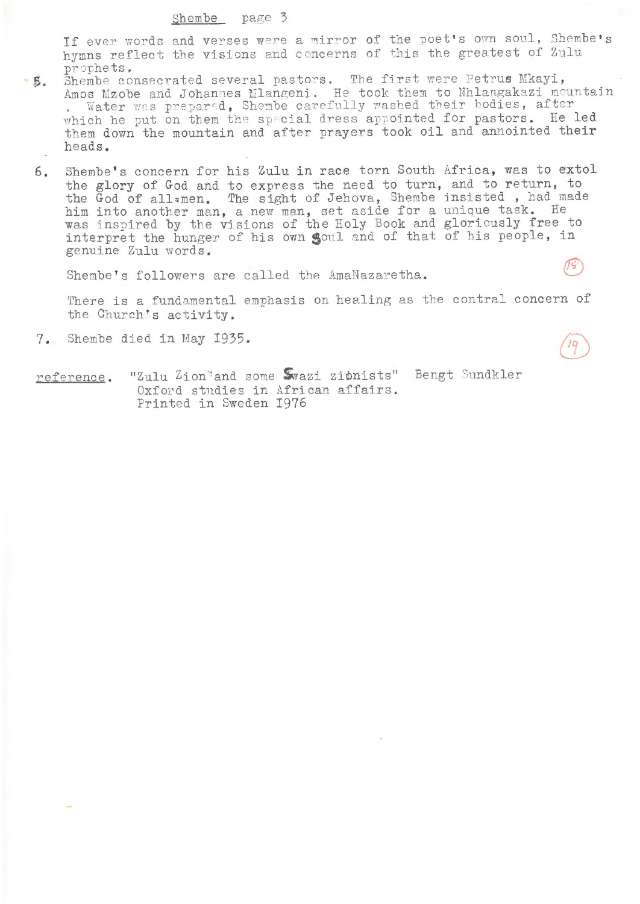If ever words and verses were a mirror of the poet's own soul, Shembe's hymns reflect the visions and concerns of this the greatest of Zulu prophets.

5. Shembe consecrated several pastors. The first were Petrus Mkayi, Amos Mzobe and Johannes Mlangeni. He took them to Nhlangakazi mountain. Water was prepared, Shembe carefully washed their bodies, after which he put on them the special dress appointed for pastors. He led them down the mountain and after prayers took oil and annointed their heads.

6. Shembe's concern for his Zulu in race torn South Africa, was to extol the glory of God and to express the need to turn, and to return, to the God of all men. The sight of Jehova, Shembe insisted , had made him into another man, a new man, set aside for a unique task. He was inspired by the visions of the Holy Book and gloriously free to interpret the hunger of his own soul and of that of his people, in genuine Zulu words.

   Shembe's followers are called the AmaNazaretha.

   There is a fundamental emphasis on healing as the contral concern of the Church's activity.

7. Shembe died in May 1935.

reference. "Zulu Zion"and some Swazi zionists" Bengt Sundkler
Oxford studies in African affairs.
Printed in Sweden 1976